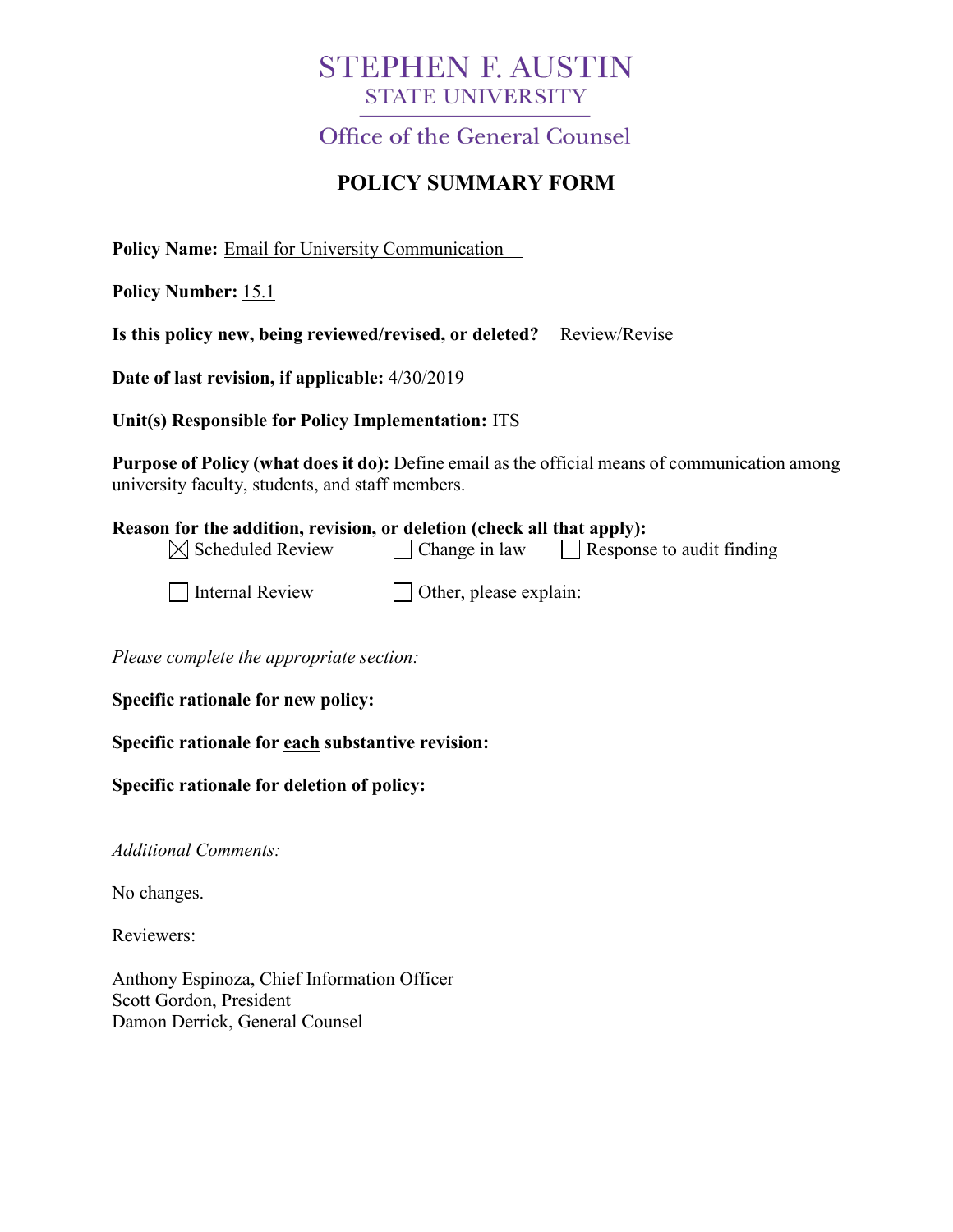# STEPHEN F. AUSTIN
## STATE UNIVERSITY

### Office of the General Counsel

## POLICY SUMMARY FORM

**Policy Name:** Email for University Communication

**Policy Number:** 15.1

**Is this policy new, being reviewed/revised, or deleted?** Review/Revise

**Date of last revision, if applicable:** 4/30/2019

**Unit(s) Responsible for Policy Implementation:** ITS

**Purpose of Policy (what does it do):** Define email as the official means of communication among university faculty, students, and staff members.

**Reason for the addition, revision, or deletion (check all that apply):**

- [x] Scheduled Review
- [ ] Change in law
- [ ] Response to audit finding
- [ ] Internal Review
- [ ] Other, please explain:

*Please complete the appropriate section:*

**Specific rationale for new policy:**

**Specific rationale for each substantive revision:**

**Specific rationale for deletion of policy:**

*Additional Comments:*

No changes.

Reviewers:

Anthony Espinoza, Chief Information Officer
Scott Gordon, President
Damon Derrick, General Counsel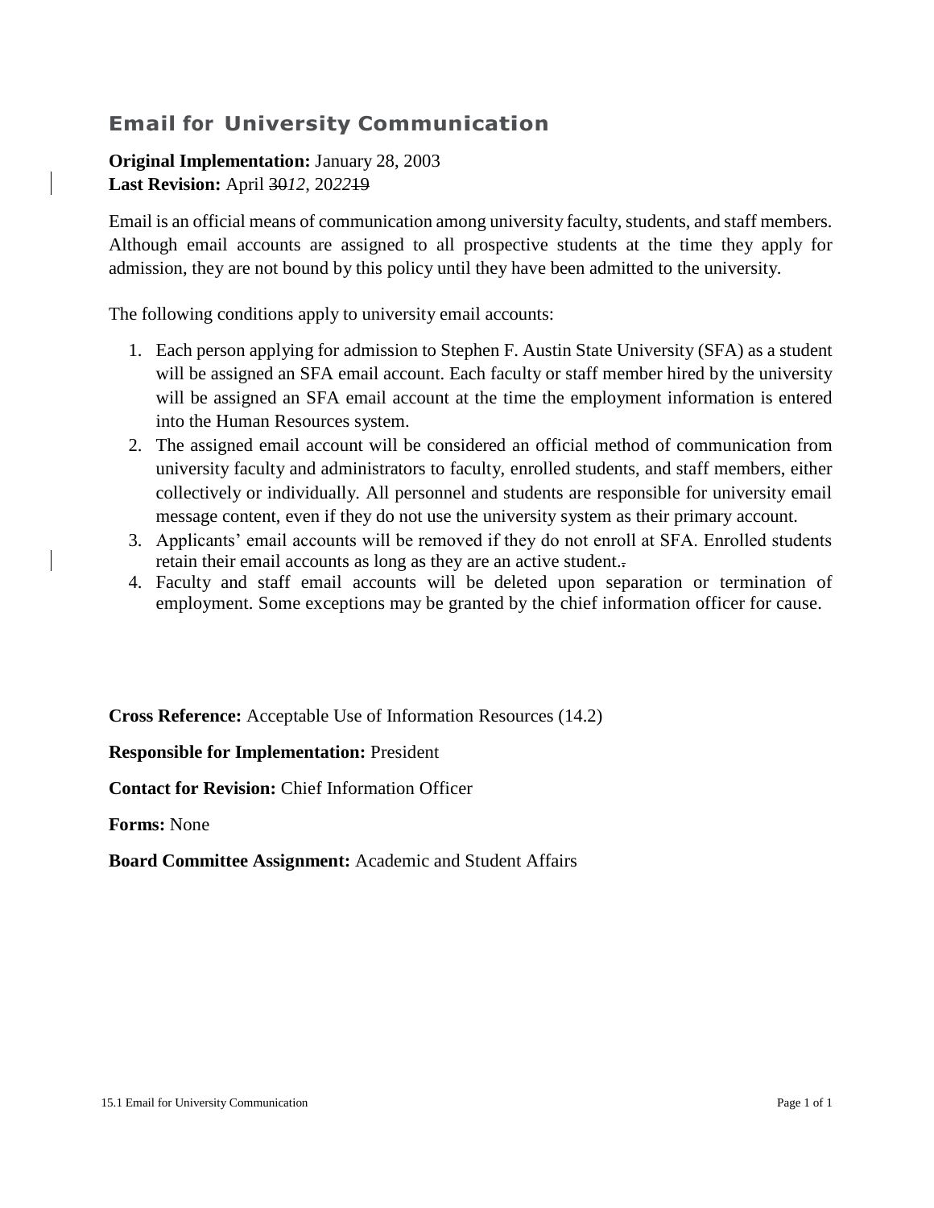## Email for University Communication

**Original Implementation:** January 28, 2003
**Last Revision:** April ~~30~~*12*, 20*22*~~19~~

Email is an official means of communication among university faculty, students, and staff members. Although email accounts are assigned to all prospective students at the time they apply for admission, they are not bound by this policy until they have been admitted to the university.

The following conditions apply to university email accounts:

1. Each person applying for admission to Stephen F. Austin State University (SFA) as a student will be assigned an SFA email account. Each faculty or staff member hired by the university will be assigned an SFA email account at the time the employment information is entered into the Human Resources system.
2. The assigned email account will be considered an official method of communication from university faculty and administrators to faculty, enrolled students, and staff members, either collectively or individually. All personnel and students are responsible for university email message content, even if they do not use the university system as their primary account.
3. Applicants' email accounts will be removed if they do not enroll at SFA. Enrolled students retain their email accounts as long as they are an active student.~~.~~
4. Faculty and staff email accounts will be deleted upon separation or termination of employment. Some exceptions may be granted by the chief information officer for cause.

**Cross Reference:** Acceptable Use of Information Resources (14.2)

**Responsible for Implementation:** President

**Contact for Revision:** Chief Information Officer

**Forms:** None

**Board Committee Assignment:** Academic and Student Affairs